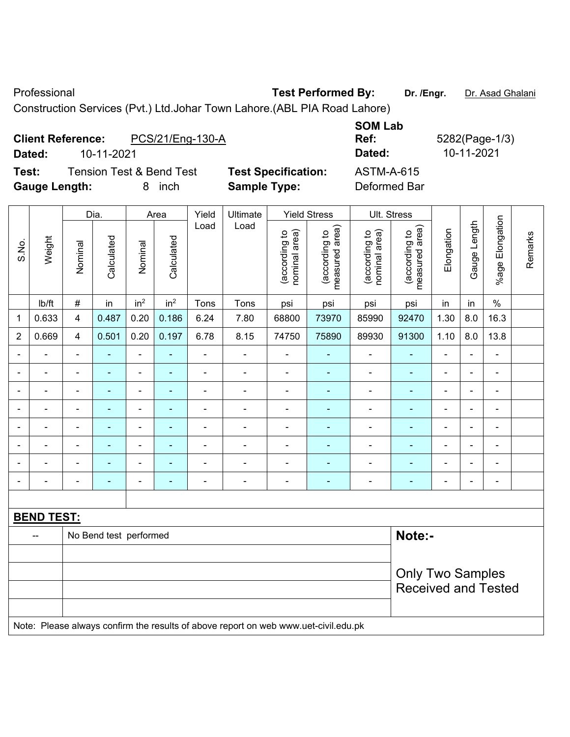Professional **Test Performed By:** **Dr. /Engr.** Dr. Asad Ghalani

Construction Services (Pvt.) Ltd.Johar Town Lahore.(ABL PIA Road Lahore)

**Client Reference:** PCS/21/Eng-130-A **SOM Lab Ref:** 5282(Page-1/3)

**Dated:** 10-11-2021 **Dated:** 10-11-2021

**Test:** Tension Test & Bend Test **Test Specification:** ASTM-A-615

**Gauge Length:** 8 inch **Sample Type:** Deformed Bar

| S.No. | Weight | Dia. | | Area | | Yield Load | Ultimate Load | Yield Stress | | Ult. Stress | | Elongation | Gauge Length | %age Elongation | Remarks |
|---|---|---|---|---|---|---|---|---|---|---|---|---|---|---|---|
| | | Nominal | Calculated | Nominal | Calculated | | | (according to nominal area) | (according to measured area) | (according to nominal area) | (according to measured area) | | | | |
| | lb/ft | # | in | $in^2$ | $in^2$ | Tons | Tons | psi | psi | psi | psi | in | in | % | |
| 1 | 0.633 | 4 | 0.487 | 0.20 | 0.186 | 6.24 | 7.80 | 68800 | 73970 | 85990 | 92470 | 1.30 | 8.0 | 16.3 | |
| 2 | 0.669 | 4 | 0.501 | 0.20 | 0.197 | 6.78 | 8.15 | 74750 | 75890 | 89930 | 91300 | 1.10 | 8.0 | 13.8 | |
| - | - | - | - | - | - | - | - | - | - | - | - | - | - | - | |
| - | - | - | - | - | - | - | - | - | - | - | - | - | - | - | |
| - | - | - | - | - | - | - | - | - | - | - | - | - | - | - | |
| - | - | - | - | - | - | - | - | - | - | - | - | - | - | - | |
| - | - | - | - | - | - | - | - | - | - | - | - | - | - | - | |
| - | - | - | - | - | - | - | - | - | - | - | - | - | - | - | |
| - | - | - | - | - | - | - | - | - | - | - | - | - | - | - | |
| - | - | - | - | - | - | - | - | - | - | - | - | - | - | - | |

**BEND TEST:**

| -- | No Bend test performed |
|---|---|

**Note:-**

Only Two Samples Received and Tested

Note: Please always confirm the results of above report on web www.uet-civil.edu.pk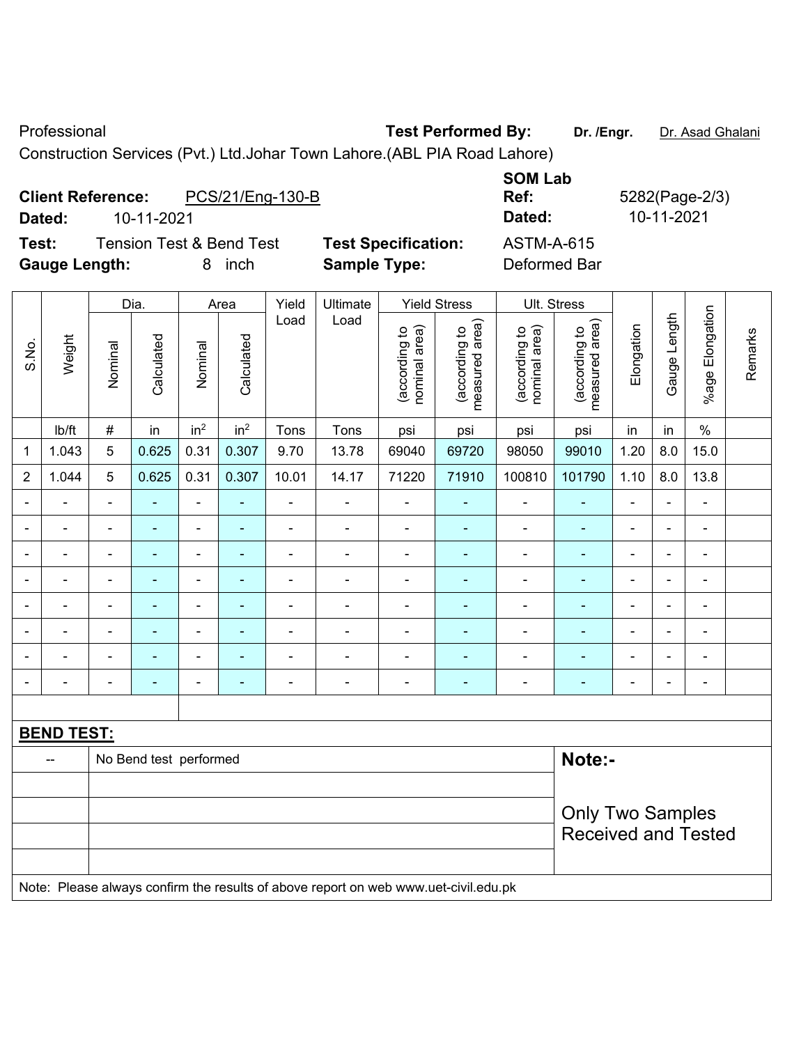Professional **Test Performed By:** **Dr. /Engr.** Dr. Asad Ghalani

Construction Services (Pvt.) Ltd.Johar Town Lahore.(ABL PIA Road Lahore)

**Client Reference:** PCS/21/Eng-130-B **SOM Lab Ref:** 5282(Page-2/3)

**Dated:** 10-11-2021 **Dated:** 10-11-2021

**Test:** Tension Test & Bend Test **Test Specification:** ASTM-A-615

**Gauge Length:** 8 inch **Sample Type:** Deformed Bar

| S.No. | Weight | Dia. | | Area | | Yield Load | Ultimate Load | Yield Stress | | Ult. Stress | | Elongation | Gauge Length | %age Elongation | Remarks |
|---|---|---|---|---|---|---|---|---|---|---|---|---|---|---|---|
| | | Nominal | Calculated | Nominal | Calculated | | | (according to nominal area) | (according to measured area) | (according to nominal area) | (according to measured area) | | | | |
| | lb/ft | # | in | in² | in² | Tons | Tons | psi | psi | psi | psi | in | in | % | |
| 1 | 1.043 | 5 | 0.625 | 0.31 | 0.307 | 9.70 | 13.78 | 69040 | 69720 | 98050 | 99010 | 1.20 | 8.0 | 15.0 | |
| 2 | 1.044 | 5 | 0.625 | 0.31 | 0.307 | 10.01 | 14.17 | 71220 | 71910 | 100810 | 101790 | 1.10 | 8.0 | 13.8 | |
| - | - | - | - | - | - | - | - | - | - | - | - | - | - | - | |
| - | - | - | - | - | - | - | - | - | - | - | - | - | - | - | |
| - | - | - | - | - | - | - | - | - | - | - | - | - | - | - | |
| - | - | - | - | - | - | - | - | - | - | - | - | - | - | - | |
| - | - | - | - | - | - | - | - | - | - | - | - | - | - | - | |
| - | - | - | - | - | - | - | - | - | - | - | - | - | - | - | |
| - | - | - | - | - | - | - | - | - | - | - | - | - | - | - | |
| - | - | - | - | - | - | - | - | - | - | - | - | - | - | - | |

**BEND TEST:**

| -- | No Bend test performed |
|---|---|

**Note:-**

Only Two Samples Received and Tested

Note: Please always confirm the results of above report on web www.uet-civil.edu.pk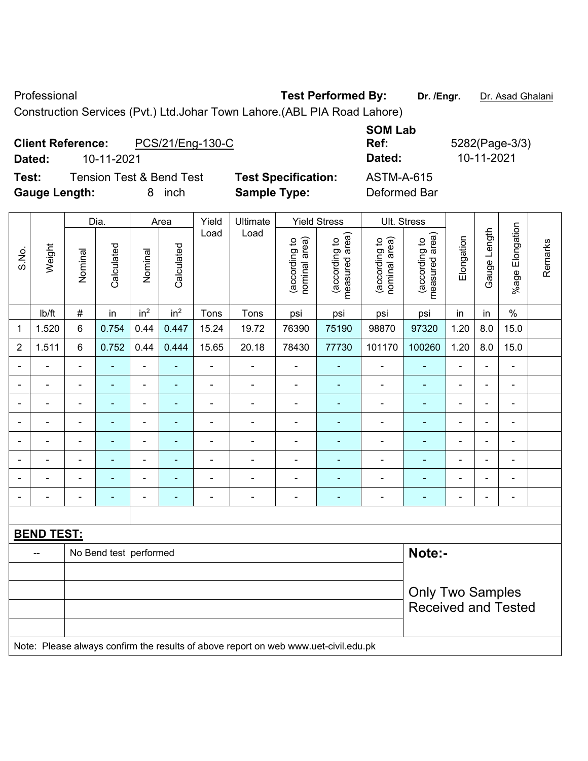Professional **Test Performed By:** **Dr. /Engr.** Dr. Asad Ghalani

Construction Services (Pvt.) Ltd.Johar Town Lahore.(ABL PIA Road Lahore)

**Client Reference:** PCS/21/Eng-130-C **SOM Lab Ref:** 5282(Page-3/3)

**Dated:** 10-11-2021 **Dated:** 10-11-2021

**Test:** Tension Test & Bend Test **Test Specification:** ASTM-A-615

**Gauge Length:** 8 inch **Sample Type:** Deformed Bar

| S.No. | Weight | Dia. | | Area | | Yield Load | Ultimate Load | Yield Stress | | Ult. Stress | | Elongation | Gauge Length | %age Elongation | Remarks |
|---|---|---|---|---|---|---|---|---|---|---|---|---|---|---|---|
| | | Nominal | Calculated | Nominal | Calculated | | | (according to nominal area) | (according to measured area) | (according to nominal area) | (according to measured area) | | | | |
| | lb/ft | # | in | $in^2$ | $in^2$ | Tons | Tons | psi | psi | psi | psi | in | in | % | |
| 1 | 1.520 | 6 | 0.754 | 0.44 | 0.447 | 15.24 | 19.72 | 76390 | 75190 | 98870 | 97320 | 1.20 | 8.0 | 15.0 | |
| 2 | 1.511 | 6 | 0.752 | 0.44 | 0.444 | 15.65 | 20.18 | 78430 | 77730 | 101170 | 100260 | 1.20 | 8.0 | 15.0 | |
| - | - | - | - | - | - | - | - | - | - | - | - | - | - | - | |
| - | - | - | - | - | - | - | - | - | - | - | - | - | - | - | |
| - | - | - | - | - | - | - | - | - | - | - | - | - | - | - | |
| - | - | - | - | - | - | - | - | - | - | - | - | - | - | - | |
| - | - | - | - | - | - | - | - | - | - | - | - | - | - | - | |
| - | - | - | - | - | - | - | - | - | - | - | - | - | - | - | |
| - | - | - | - | - | - | - | - | - | - | - | - | - | - | - | |
| - | - | - | - | - | - | - | - | - | - | - | - | - | - | - | |

**BEND TEST:**

| -- | No Bend test performed |
|---|---|

**Note:-**

Only Two Samples Received and Tested

Note: Please always confirm the results of above report on web www.uet-civil.edu.pk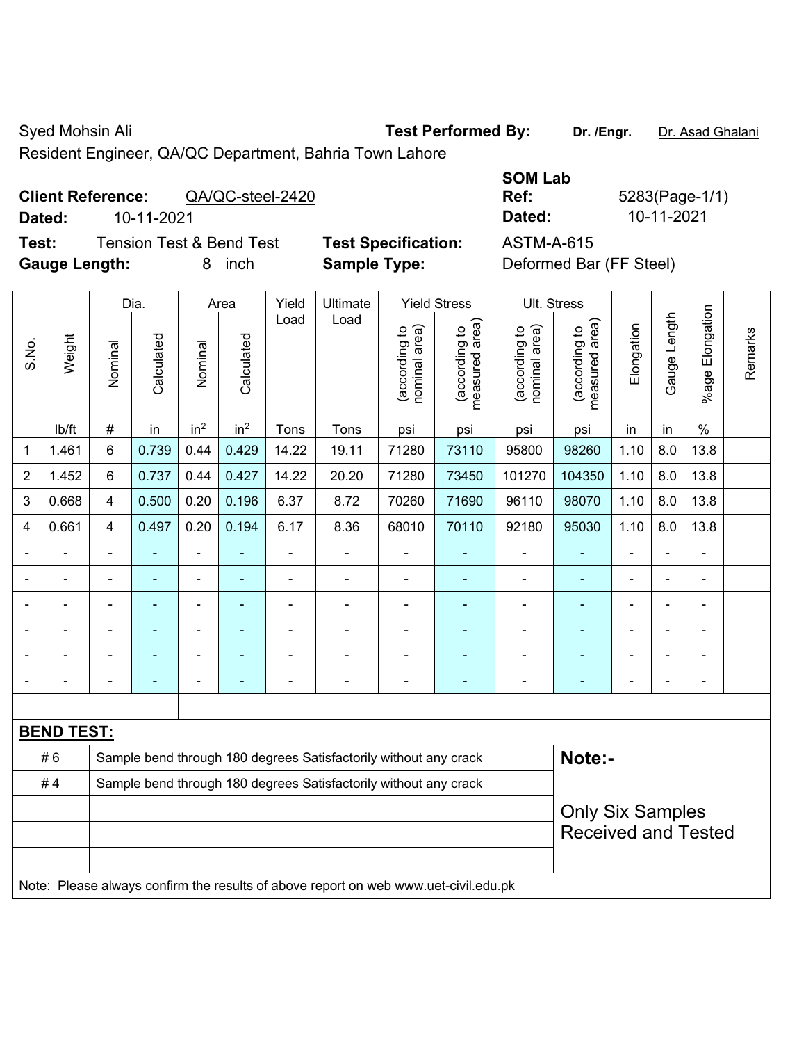Syed Mohsin Ali

Resident Engineer, QA/QC Department, Bahria Town Lahore

**Test Performed By:** **Dr. /Engr.** Dr. Asad Ghalani

**Client Reference:** QA/QC-steel-2420

**Dated:** 10-11-2021

**SOM Lab Ref:** 5283(Page-1/1)

**Dated:** 10-11-2021

**Test:** Tension Test & Bend Test

**Test Specification:** ASTM-A-615

**Gauge Length:** 8 inch

**Sample Type:** Deformed Bar (FF Steel)

| S.No. | Weight | Dia. | | Area | | Yield Load | Ultimate Load | Yield Stress | | Ult. Stress | | Elongation | Gauge Length | %age Elongation | Remarks |
|---|---|---|---|---|---|---|---|---|---|---|---|---|---|---|---|
| | | Nominal | Calculated | Nominal | Calculated | | | (according to nominal area) | (according to measured area) | (according to nominal area) | (according to measured area) | | | | |
| | lb/ft | # | in | in$^2$ | in$^2$ | Tons | Tons | psi | psi | psi | psi | in | in | % | |
| 1 | 1.461 | 6 | 0.739 | 0.44 | 0.429 | 14.22 | 19.11 | 71280 | 73110 | 95800 | 98260 | 1.10 | 8.0 | 13.8 | |
| 2 | 1.452 | 6 | 0.737 | 0.44 | 0.427 | 14.22 | 20.20 | 71280 | 73450 | 101270 | 104350 | 1.10 | 8.0 | 13.8 | |
| 3 | 0.668 | 4 | 0.500 | 0.20 | 0.196 | 6.37 | 8.72 | 70260 | 71690 | 96110 | 98070 | 1.10 | 8.0 | 13.8 | |
| 4 | 0.661 | 4 | 0.497 | 0.20 | 0.194 | 6.17 | 8.36 | 68010 | 70110 | 92180 | 95030 | 1.10 | 8.0 | 13.8 | |
| - | - | - | - | - | - | - | - | - | - | - | - | - | - | - | |
| - | - | - | - | - | - | - | - | - | - | - | - | - | - | - | |
| - | - | - | - | - | - | - | - | - | - | - | - | - | - | - | |
| - | - | - | - | - | - | - | - | - | - | - | - | - | - | - | |
| - | - | - | - | - | - | - | - | - | - | - | - | - | - | - | |
| - | - | - | - | - | - | - | - | - | - | - | - | - | - | - | |

**BEND TEST:**

| | | |
|---|---|---|
| # 6 | Sample bend through 180 degrees Satisfactorily without any crack | **Note:-** |
| # 4 | Sample bend through 180 degrees Satisfactorily without any crack | Only Six Samples Received and Tested |

Note: Please always confirm the results of above report on web www.uet-civil.edu.pk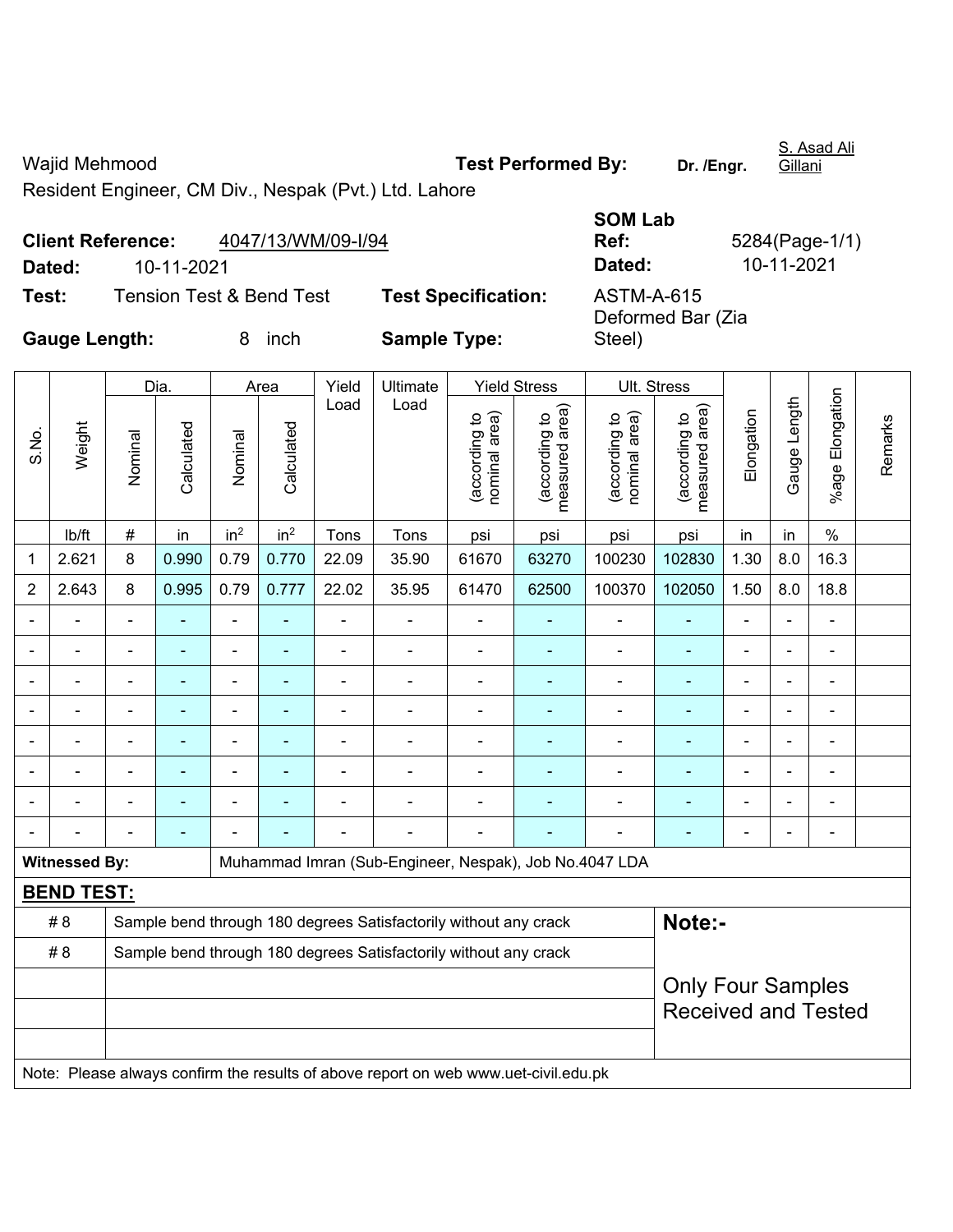Wajid Mehmood

Resident Engineer, CM Div., Nespak (Pvt.) Ltd. Lahore

**Test Performed By:** **Dr. /Engr.** S. Asad Ali Gillani

**Client Reference:** 4047/13/WM/09-I/94

**Dated:** 10-11-2021

**SOM Lab Ref:** 5284(Page-1/1)

**Dated:** 10-11-2021

**Test:** Tension Test & Bend Test

**Test Specification:** ASTM-A-615

**Gauge Length:** 8 inch

**Sample Type:** Deformed Bar (Zia Steel)

| S.No. | Weight | Dia. | | Area | | Yield Load | Ultimate Load | Yield Stress | | Ult. Stress | | Elongation | Gauge Length | %age Elongation | Remarks |
|---|---|---|---|---|---|---|---|---|---|---|---|---|---|---|---|
| | | Nominal | Calculated | Nominal | Calculated | | | (according to nominal area) | (according to measured area) | (according to nominal area) | (according to measured area) | | | | |
| | lb/ft | # | in | in$^2$ | in$^2$ | Tons | Tons | psi | psi | psi | psi | in | in | % | |
| 1 | 2.621 | 8 | 0.990 | 0.79 | 0.770 | 22.09 | 35.90 | 61670 | 63270 | 100230 | 102830 | 1.30 | 8.0 | 16.3 | |
| 2 | 2.643 | 8 | 0.995 | 0.79 | 0.777 | 22.02 | 35.95 | 61470 | 62500 | 100370 | 102050 | 1.50 | 8.0 | 18.8 | |
| - | - | - | - | - | - | - | - | - | - | - | - | - | - | - | |
| - | - | - | - | - | - | - | - | - | - | - | - | - | - | - | |
| - | - | - | - | - | - | - | - | - | - | - | - | - | - | - | |
| - | - | - | - | - | - | - | - | - | - | - | - | - | - | - | |
| - | - | - | - | - | - | - | - | - | - | - | - | - | - | - | |
| - | - | - | - | - | - | - | - | - | - | - | - | - | - | - | |
| - | - | - | - | - | - | - | - | - | - | - | - | - | - | - | |
| - | - | - | - | - | - | - | - | - | - | - | - | - | - | - | |

**Witnessed By:** Muhammad Imran (Sub-Engineer, Nespak), Job No.4047 LDA

**BEND TEST:**

| | |
|---|---|
| # 8 | Sample bend through 180 degrees Satisfactorily without any crack |
| # 8 | Sample bend through 180 degrees Satisfactorily without any crack |

**Note:-**

Only Four Samples Received and Tested

Note: Please always confirm the results of above report on web www.uet-civil.edu.pk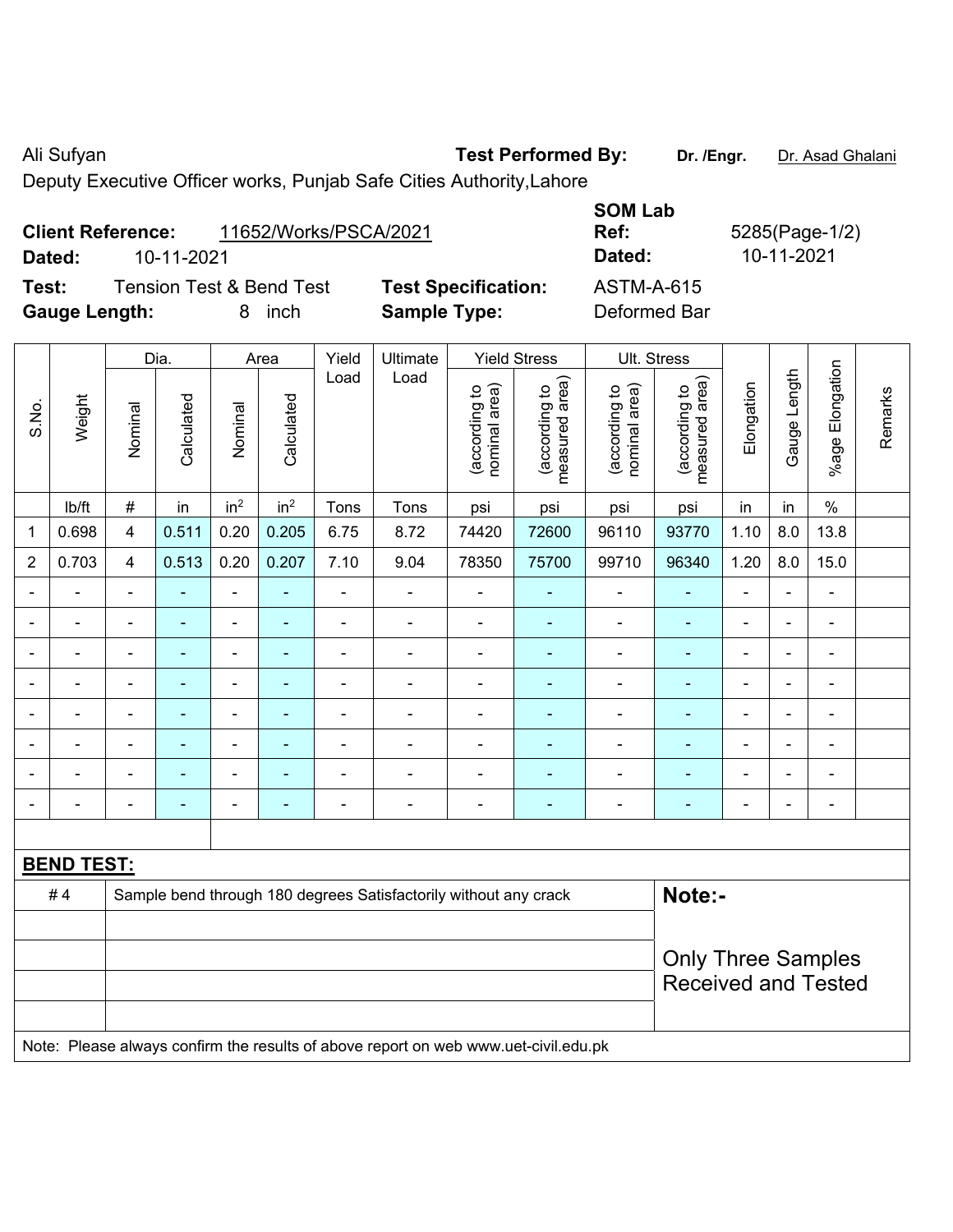Ali Sufyan

Deputy Executive Officer works, Punjab Safe Cities Authority,Lahore

**Test Performed By:** **Dr. /Engr.** Dr. Asad Ghalani

**Client Reference:** 11652/Works/PSCA/2021

**Dated:** 10-11-2021

**SOM Lab Ref:** 5285(Page-1/2)

**Dated:** 10-11-2021

**Test:** Tension Test & Bend Test

**Test Specification:** ASTM-A-615

**Gauge Length:** 8 inch

**Sample Type:** Deformed Bar

| S.No. | Weight | Dia. | | Area | | Yield Load | Ultimate Load | Yield Stress | | Ult. Stress | | Elongation | Gauge Length | %age Elongation | Remarks |
|---|---|---|---|---|---|---|---|---|---|---|---|---|---|---|---|
| | | Nominal | Calculated | Nominal | Calculated | | | (according to nominal area) | (according to measured area) | (according to nominal area) | (according to measured area) | | | | |
| | lb/ft | # | in | $in^2$ | $in^2$ | Tons | Tons | psi | psi | psi | psi | in | in | % | |
| 1 | 0.698 | 4 | 0.511 | 0.20 | 0.205 | 6.75 | 8.72 | 74420 | 72600 | 96110 | 93770 | 1.10 | 8.0 | 13.8 | |
| 2 | 0.703 | 4 | 0.513 | 0.20 | 0.207 | 7.10 | 9.04 | 78350 | 75700 | 99710 | 96340 | 1.20 | 8.0 | 15.0 | |
| - | - | - | - | - | - | - | - | - | - | - | - | - | - | - | |
| - | - | - | - | - | - | - | - | - | - | - | - | - | - | - | |
| - | - | - | - | - | - | - | - | - | - | - | - | - | - | - | |
| - | - | - | - | - | - | - | - | - | - | - | - | - | - | - | |
| - | - | - | - | - | - | - | - | - | - | - | - | - | - | - | |
| - | - | - | - | - | - | - | - | - | - | - | - | - | - | - | |
| - | - | - | - | - | - | - | - | - | - | - | - | - | - | - | |
| - | - | - | - | - | - | - | - | - | - | - | - | - | - | - | |

**BEND TEST:**

| | | |
|---|---|---|
| # 4 | Sample bend through 180 degrees Satisfactorily without any crack | **Note:-** |
| | | Only Three Samples Received and Tested |

Note: Please always confirm the results of above report on web www.uet-civil.edu.pk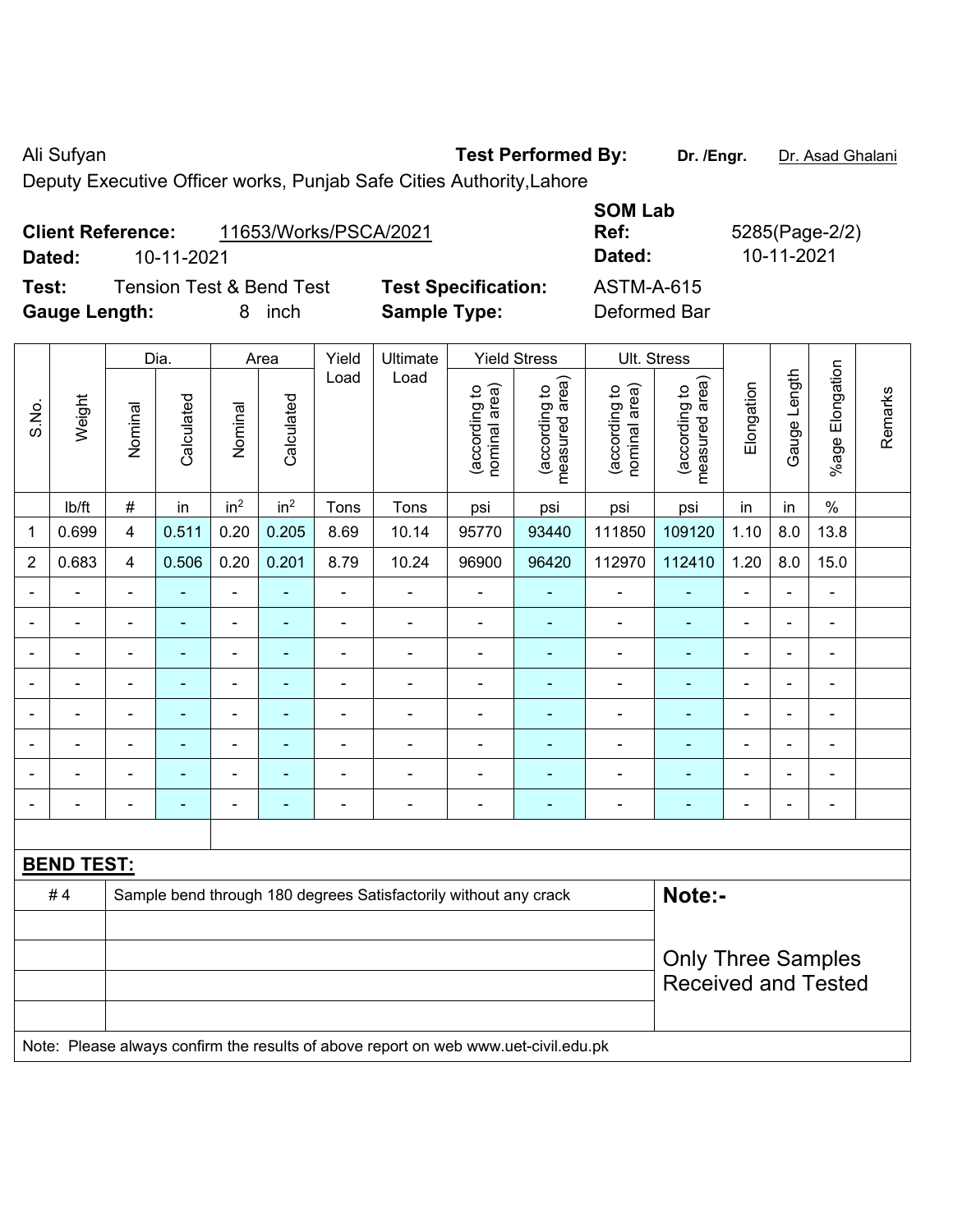Ali Sufyan **Test Performed By:** **Dr. /Engr.** Dr. Asad Ghalani

Deputy Executive Officer works, Punjab Safe Cities Authority,Lahore

**Client Reference:** 11653/Works/PSCA/2021 **SOM Lab Ref:** 5285(Page-2/2)

**Dated:** 10-11-2021 **Dated:** 10-11-2021

**Test:** Tension Test & Bend Test **Test Specification:** ASTM-A-615

**Gauge Length:** 8 inch **Sample Type:** Deformed Bar

| S.No. | Weight | Dia. | | Area | | Yield Load | Ultimate Load | Yield Stress | | Ult. Stress | | Elongation | Gauge Length | %age Elongation | Remarks |
|---|---|---|---|---|---|---|---|---|---|---|---|---|---|---|---|
| | | Nominal | Calculated | Nominal | Calculated | | | (according to nominal area) | (according to measured area) | (according to nominal area) | (according to measured area) | | | | |
| | lb/ft | # | in | $in^2$ | $in^2$ | Tons | Tons | psi | psi | psi | psi | in | in | % | |
| 1 | 0.699 | 4 | 0.511 | 0.20 | 0.205 | 8.69 | 10.14 | 95770 | 93440 | 111850 | 109120 | 1.10 | 8.0 | 13.8 | |
| 2 | 0.683 | 4 | 0.506 | 0.20 | 0.201 | 8.79 | 10.24 | 96900 | 96420 | 112970 | 112410 | 1.20 | 8.0 | 15.0 | |
| - | - | - | - | - | - | - | - | - | - | - | - | - | - | - | |
| - | - | - | - | - | - | - | - | - | - | - | - | - | - | - | |
| - | - | - | - | - | - | - | - | - | - | - | - | - | - | - | |
| - | - | - | - | - | - | - | - | - | - | - | - | - | - | - | |
| - | - | - | - | - | - | - | - | - | - | - | - | - | - | - | |
| - | - | - | - | - | - | - | - | - | - | - | - | - | - | - | |
| - | - | - | - | - | - | - | - | - | - | - | - | - | - | - | |
| - | - | - | - | - | - | - | - | - | - | - | - | - | - | - | |

**BEND TEST:**

| | | |
|---|---|---|
| # 4 | Sample bend through 180 degrees Satisfactorily without any crack | **Note:-** |
| | | Only Three Samples Received and Tested |

Note: Please always confirm the results of above report on web www.uet-civil.edu.pk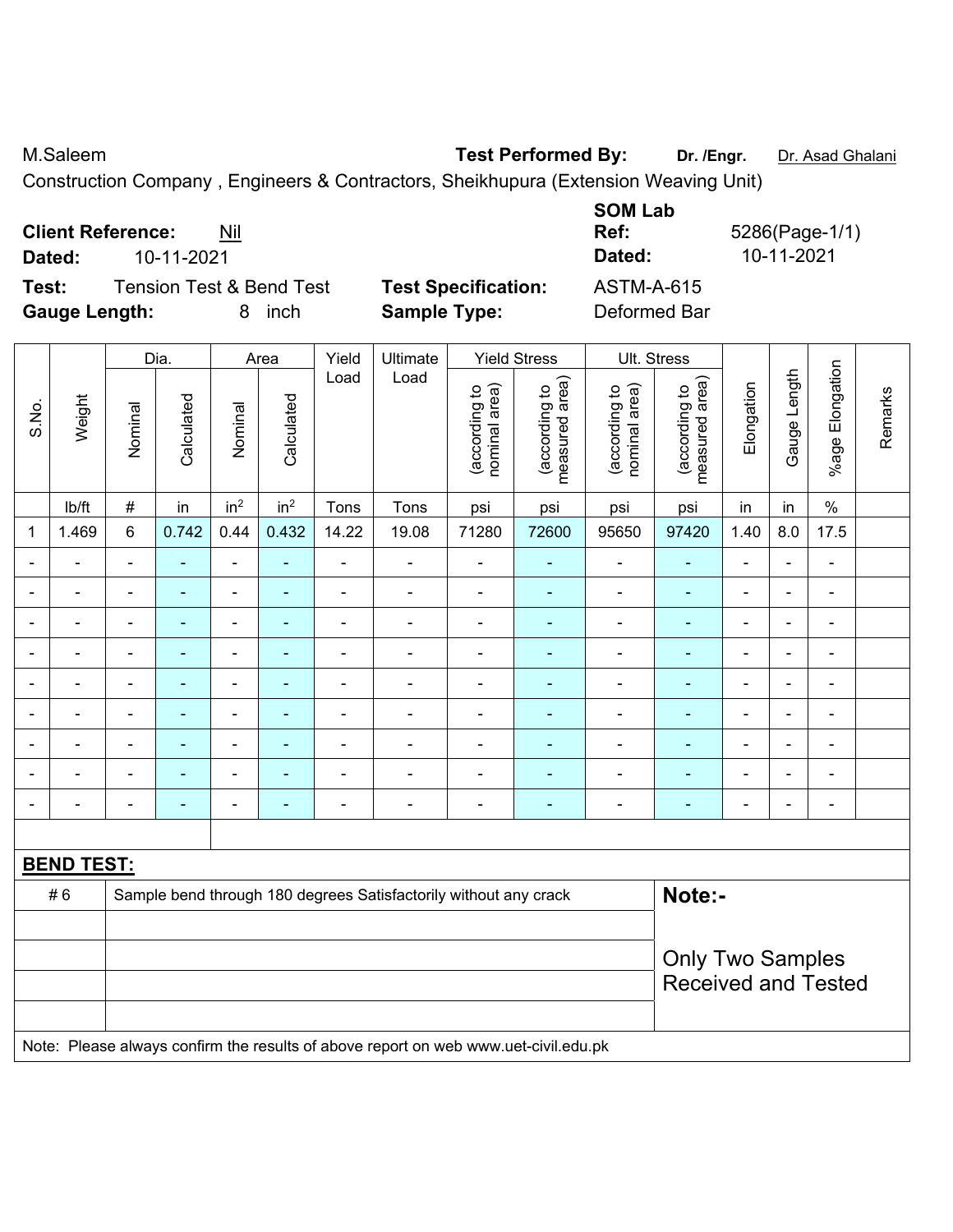M.Saleem **Test Performed By:** **Dr. /Engr.** Dr. Asad Ghalani

Construction Company , Engineers & Contractors, Sheikhupura (Extension Weaving Unit)

**Client Reference:** Nil

**Dated:** 10-11-2021

**SOM Lab Ref:** 5286(Page-1/1)

**Dated:** 10-11-2021

**Test:** Tension Test & Bend Test

**Test Specification:** ASTM-A-615

**Gauge Length:** 8 inch

**Sample Type:** Deformed Bar

| S.No. | Weight | Dia. | | Area | | Yield Load | Ultimate Load | Yield Stress | | Ult. Stress | | Elongation | Gauge Length | %age Elongation | Remarks |
|---|---|---|---|---|---|---|---|---|---|---|---|---|---|---|---|
| | | Nominal | Calculated | Nominal | Calculated | | | (according to nominal area) | (according to measured area) | (according to nominal area) | (according to measured area) | | | | |
| | lb/ft | # | in | in² | in² | Tons | Tons | psi | psi | psi | psi | in | in | % | |
| 1 | 1.469 | 6 | 0.742 | 0.44 | 0.432 | 14.22 | 19.08 | 71280 | 72600 | 95650 | 97420 | 1.40 | 8.0 | 17.5 | |
| - | - | - | - | - | - | - | - | - | - | - | - | - | - | - | |
| - | - | - | - | - | - | - | - | - | - | - | - | - | - | - | |
| - | - | - | - | - | - | - | - | - | - | - | - | - | - | - | |
| - | - | - | - | - | - | - | - | - | - | - | - | - | - | - | |
| - | - | - | - | - | - | - | - | - | - | - | - | - | - | - | |
| - | - | - | - | - | - | - | - | - | - | - | - | - | - | - | |
| - | - | - | - | - | - | - | - | - | - | - | - | - | - | - | |
| - | - | - | - | - | - | - | - | - | - | - | - | - | - | - | |
| - | - | - | - | - | - | - | - | - | - | - | - | - | - | - | |

**BEND TEST:**

| | | |
|---|---|---|
| # 6 | Sample bend through 180 degrees Satisfactorily without any crack | **Note:-** |
| | | Only Two Samples Received and Tested |

Note: Please always confirm the results of above report on web www.uet-civil.edu.pk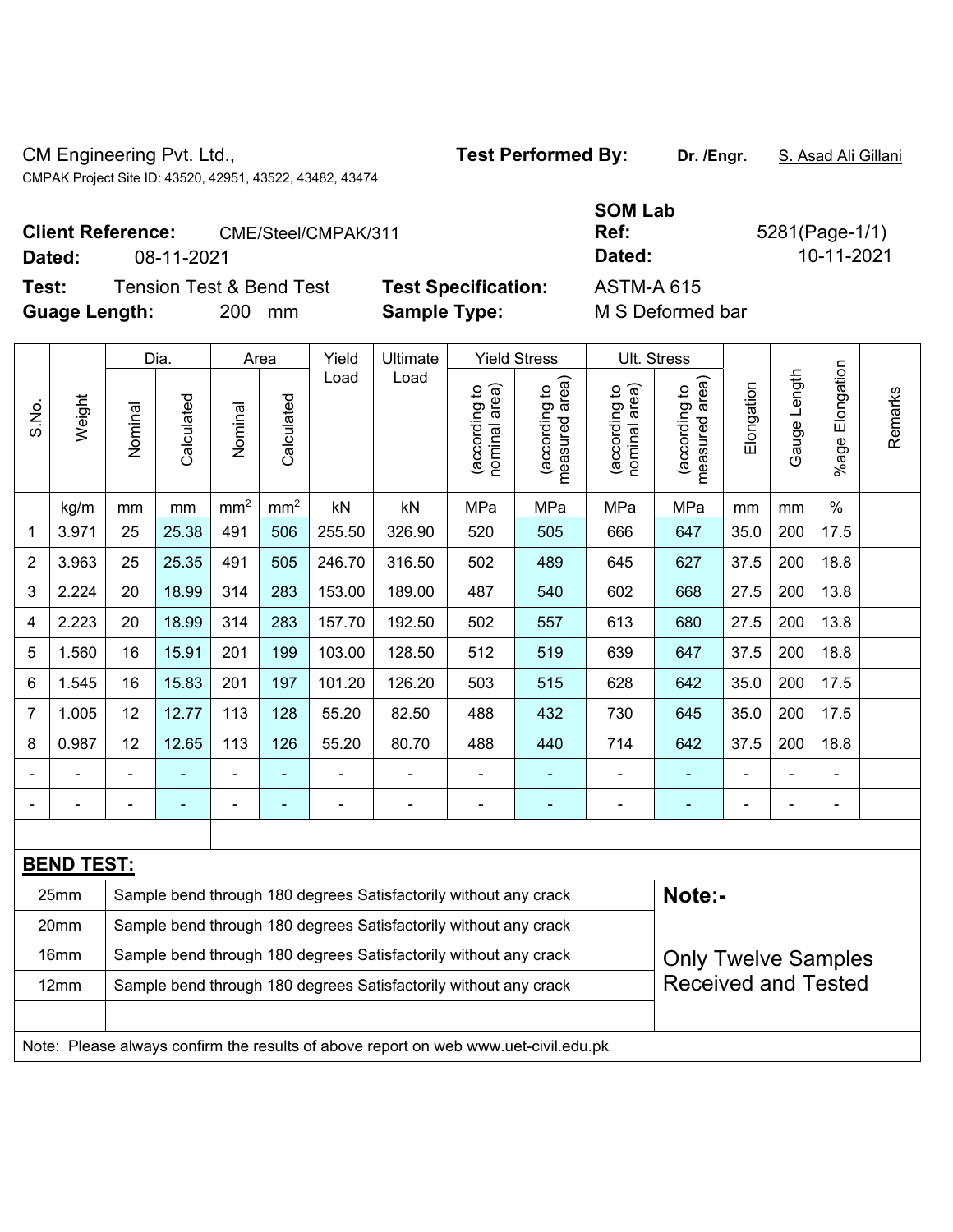CM Engineering Pvt. Ltd., **Test Performed By:** **Dr. /Engr.** S. Asad Ali Gillani

CMPAK Project Site ID: 43520, 42951, 43522, 43482, 43474

**SOM Lab**

**Client Reference:** CME/Steel/CMPAK/311 **Ref:** 5281(Page-1/1)

**Dated:** 08-11-2021 **Dated:** 10-11-2021

**Test:** Tension Test & Bend Test **Test Specification:** ASTM-A 615

**Guage Length:** 200 mm **Sample Type:** M S Deformed bar

| S.No. | Weight | Dia. | | Area | | Yield Load | Ultimate Load | Yield Stress | | Ult. Stress | | Elongation | Gauge Length | %age Elongation | Remarks |
|---|---|---|---|---|---|---|---|---|---|---|---|---|---|---|---|
| | | Nominal | Calculated | Nominal | Calculated | | | (according to nominal area) | (according to measured area) | (according to nominal area) | (according to measured area) | | | | |
| | kg/m | mm | mm | $mm^2$ | $mm^2$ | kN | kN | MPa | MPa | MPa | MPa | mm | mm | % | |
| 1 | 3.971 | 25 | 25.38 | 491 | 506 | 255.50 | 326.90 | 520 | 505 | 666 | 647 | 35.0 | 200 | 17.5 | |
| 2 | 3.963 | 25 | 25.35 | 491 | 505 | 246.70 | 316.50 | 502 | 489 | 645 | 627 | 37.5 | 200 | 18.8 | |
| 3 | 2.224 | 20 | 18.99 | 314 | 283 | 153.00 | 189.00 | 487 | 540 | 602 | 668 | 27.5 | 200 | 13.8 | |
| 4 | 2.223 | 20 | 18.99 | 314 | 283 | 157.70 | 192.50 | 502 | 557 | 613 | 680 | 27.5 | 200 | 13.8 | |
| 5 | 1.560 | 16 | 15.91 | 201 | 199 | 103.00 | 128.50 | 512 | 519 | 639 | 647 | 37.5 | 200 | 18.8 | |
| 6 | 1.545 | 16 | 15.83 | 201 | 197 | 101.20 | 126.20 | 503 | 515 | 628 | 642 | 35.0 | 200 | 17.5 | |
| 7 | 1.005 | 12 | 12.77 | 113 | 128 | 55.20 | 82.50 | 488 | 432 | 730 | 645 | 35.0 | 200 | 17.5 | |
| 8 | 0.987 | 12 | 12.65 | 113 | 126 | 55.20 | 80.70 | 488 | 440 | 714 | 642 | 37.5 | 200 | 18.8 | |
| - | - | - | - | - | - | - | - | - | - | - | - | - | - | - | |
| - | - | - | - | - | - | - | - | - | - | - | - | - | - | - | |

**BEND TEST:**

| | |
|---|---|
| 25mm | Sample bend through 180 degrees Satisfactorily without any crack |
| 20mm | Sample bend through 180 degrees Satisfactorily without any crack |
| 16mm | Sample bend through 180 degrees Satisfactorily without any crack |
| 12mm | Sample bend through 180 degrees Satisfactorily without any crack |

**Note:-**

Only Twelve Samples Received and Tested

Note: Please always confirm the results of above report on web www.uet-civil.edu.pk